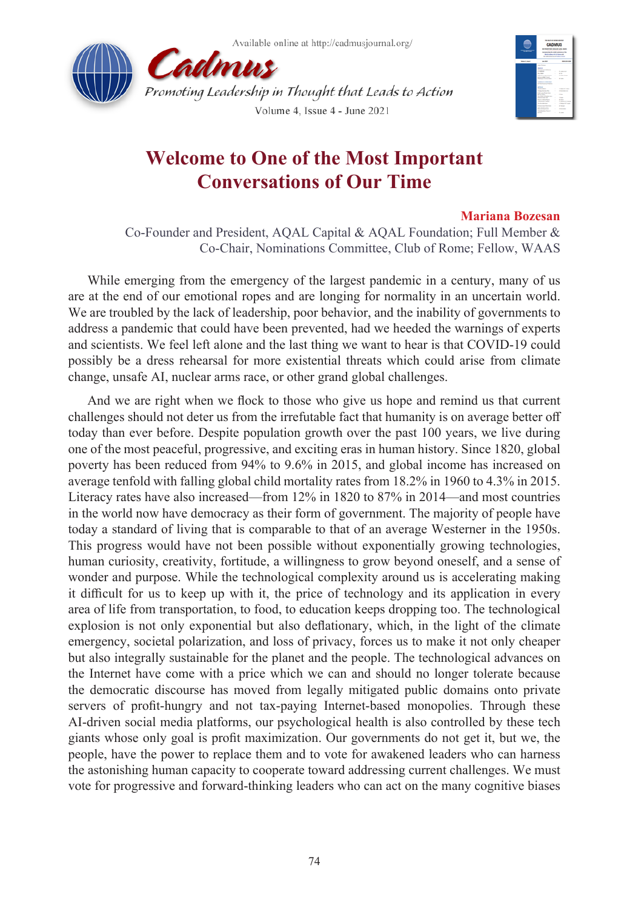# Welcome to One of the Most Important Conversations of Our Time

**Mariana Bozesan**

Co-Founder and President, AQAL Capital & AQAL Foundation; Full Member & Co-Chair, Nominations Committee, Club of Rome; Fellow, WAAS

While emerging from the emergency of the largest pandemic in a century, many of us are at the end of our emotional ropes and are longing for normality in an uncertain world. We are troubled by the lack of leadership, poor behavior, and the inability of governments to address a pandemic that could have been prevented, had we heeded the warnings of experts and scientists. We feel left alone and the last thing we want to hear is that COVID-19 could possibly be a dress rehearsal for more existential threats which could arise from climate change, unsafe AI, nuclear arms race, or other grand global challenges.

And we are right when we flock to those who give us hope and remind us that current challenges should not deter us from the irrefutable fact that humanity is on average better off today than ever before. Despite population growth over the past 100 years, we live during one of the most peaceful, progressive, and exciting eras in human history. Since 1820, global poverty has been reduced from 94% to 9.6% in 2015, and global income has increased on average tenfold with falling global child mortality rates from 18.2% in 1960 to 4.3% in 2015. Literacy rates have also increased—from 12% in 1820 to 87% in 2014—and most countries in the world now have democracy as their form of government. The majority of people have today a standard of living that is comparable to that of an average Westerner in the 1950s. This progress would have not been possible without exponentially growing technologies, human curiosity, creativity, fortitude, a willingness to grow beyond oneself, and a sense of wonder and purpose. While the technological complexity around us is accelerating making it difficult for us to keep up with it, the price of technology and its application in every area of life from transportation, to food, to education keeps dropping too. The technological explosion is not only exponential but also deflationary, which, in the light of the climate emergency, societal polarization, and loss of privacy, forces us to make it not only cheaper but also integrally sustainable for the planet and the people. The technological advances on the Internet have come with a price which we can and should no longer tolerate because the democratic discourse has moved from legally mitigated public domains onto private servers of profit-hungry and not tax-paying Internet-based monopolies. Through these AI-driven social media platforms, our psychological health is also controlled by these tech giants whose only goal is profit maximization. Our governments do not get it, but we, the people, have the power to replace them and to vote for awakened leaders who can harness the astonishing human capacity to cooperate toward addressing current challenges. We must vote for progressive and forward-thinking leaders who can act on the many cognitive biases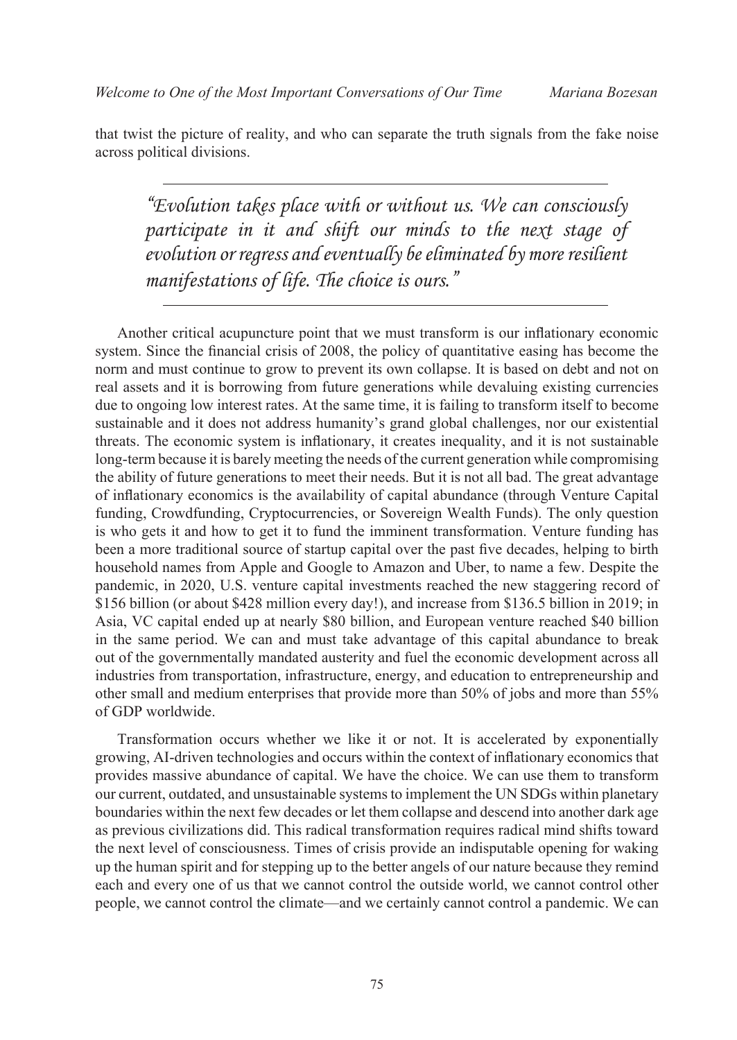that twist the picture of reality, and who can separate the truth signals from the fake noise across political divisions.

> *"Evolution takes place with or without us. We can consciously participate in it and shift our minds to the next stage of evolution or regress and eventually be eliminated by more resilient manifestations of life. The choice is ours."*

Another critical acupuncture point that we must transform is our inflationary economic system. Since the financial crisis of 2008, the policy of quantitative easing has become the norm and must continue to grow to prevent its own collapse. It is based on debt and not on real assets and it is borrowing from future generations while devaluing existing currencies due to ongoing low interest rates. At the same time, it is failing to transform itself to become sustainable and it does not address humanity's grand global challenges, nor our existential threats. The economic system is inflationary, it creates inequality, and it is not sustainable long-term because it is barely meeting the needs of the current generation while compromising the ability of future generations to meet their needs. But it is not all bad. The great advantage of inflationary economics is the availability of capital abundance (through Venture Capital funding, Crowdfunding, Cryptocurrencies, or Sovereign Wealth Funds). The only question is who gets it and how to get it to fund the imminent transformation. Venture funding has been a more traditional source of startup capital over the past five decades, helping to birth household names from Apple and Google to Amazon and Uber, to name a few. Despite the pandemic, in 2020, U.S. venture capital investments reached the new staggering record of $156 billion (or about $428 million every day!), and increase from $136.5 billion in 2019; in Asia, VC capital ended up at nearly $80 billion, and European venture reached $40 billion in the same period. We can and must take advantage of this capital abundance to break out of the governmentally mandated austerity and fuel the economic development across all industries from transportation, infrastructure, energy, and education to entrepreneurship and other small and medium enterprises that provide more than 50% of jobs and more than 55% of GDP worldwide.

Transformation occurs whether we like it or not. It is accelerated by exponentially growing, AI-driven technologies and occurs within the context of inflationary economics that provides massive abundance of capital. We have the choice. We can use them to transform our current, outdated, and unsustainable systems to implement the UN SDGs within planetary boundaries within the next few decades or let them collapse and descend into another dark age as previous civilizations did. This radical transformation requires radical mind shifts toward the next level of consciousness. Times of crisis provide an indisputable opening for waking up the human spirit and for stepping up to the better angels of our nature because they remind each and every one of us that we cannot control the outside world, we cannot control other people, we cannot control the climate—and we certainly cannot control a pandemic. We can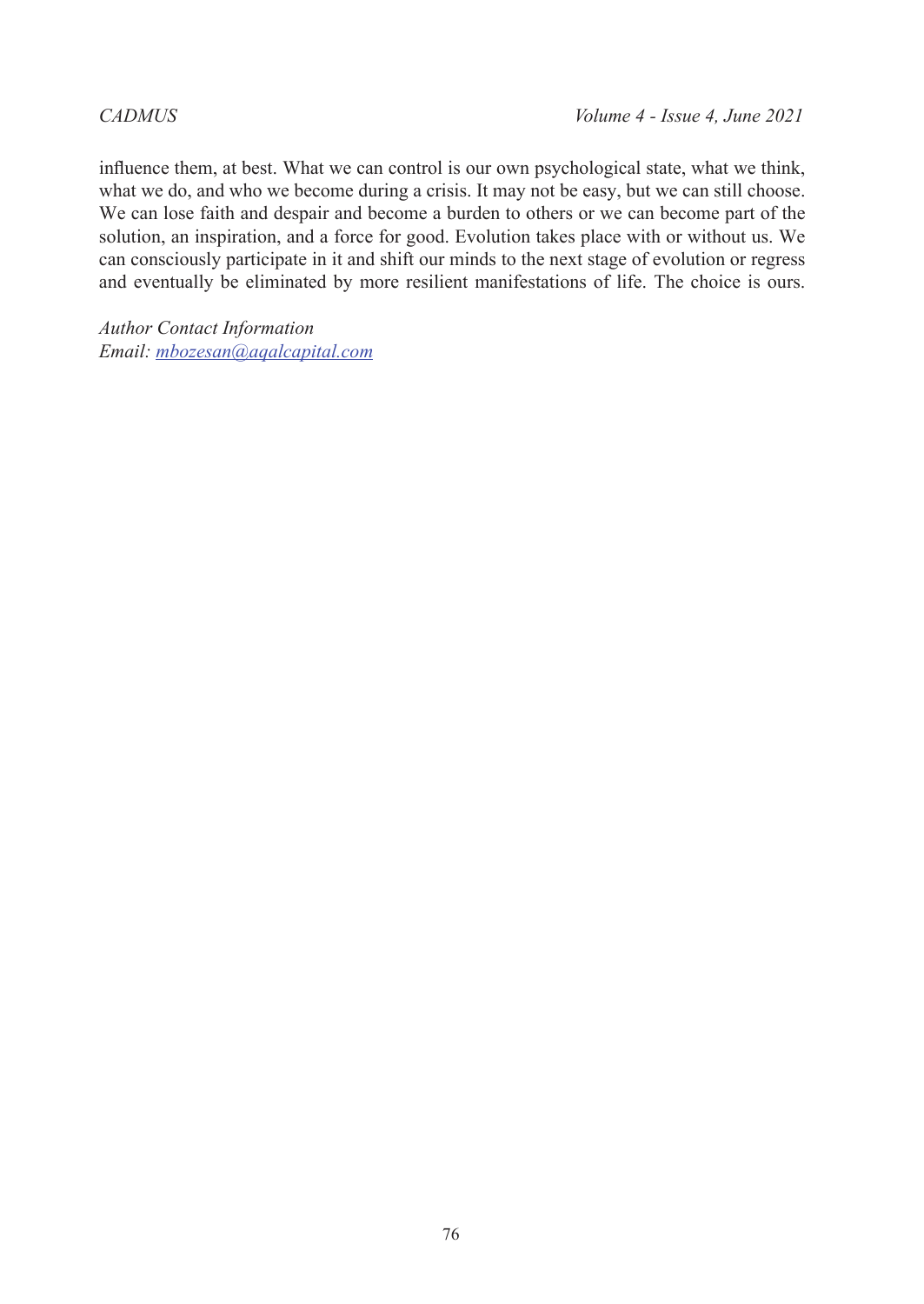influence them, at best. What we can control is our own psychological state, what we think, what we do, and who we become during a crisis. It may not be easy, but we can still choose. We can lose faith and despair and become a burden to others or we can become part of the solution, an inspiration, and a force for good. Evolution takes place with or without us. We can consciously participate in it and shift our minds to the next stage of evolution or regress and eventually be eliminated by more resilient manifestations of life. The choice is ours.

*Author Contact Information*
*Email: mbozesan@aqalcapital.com*